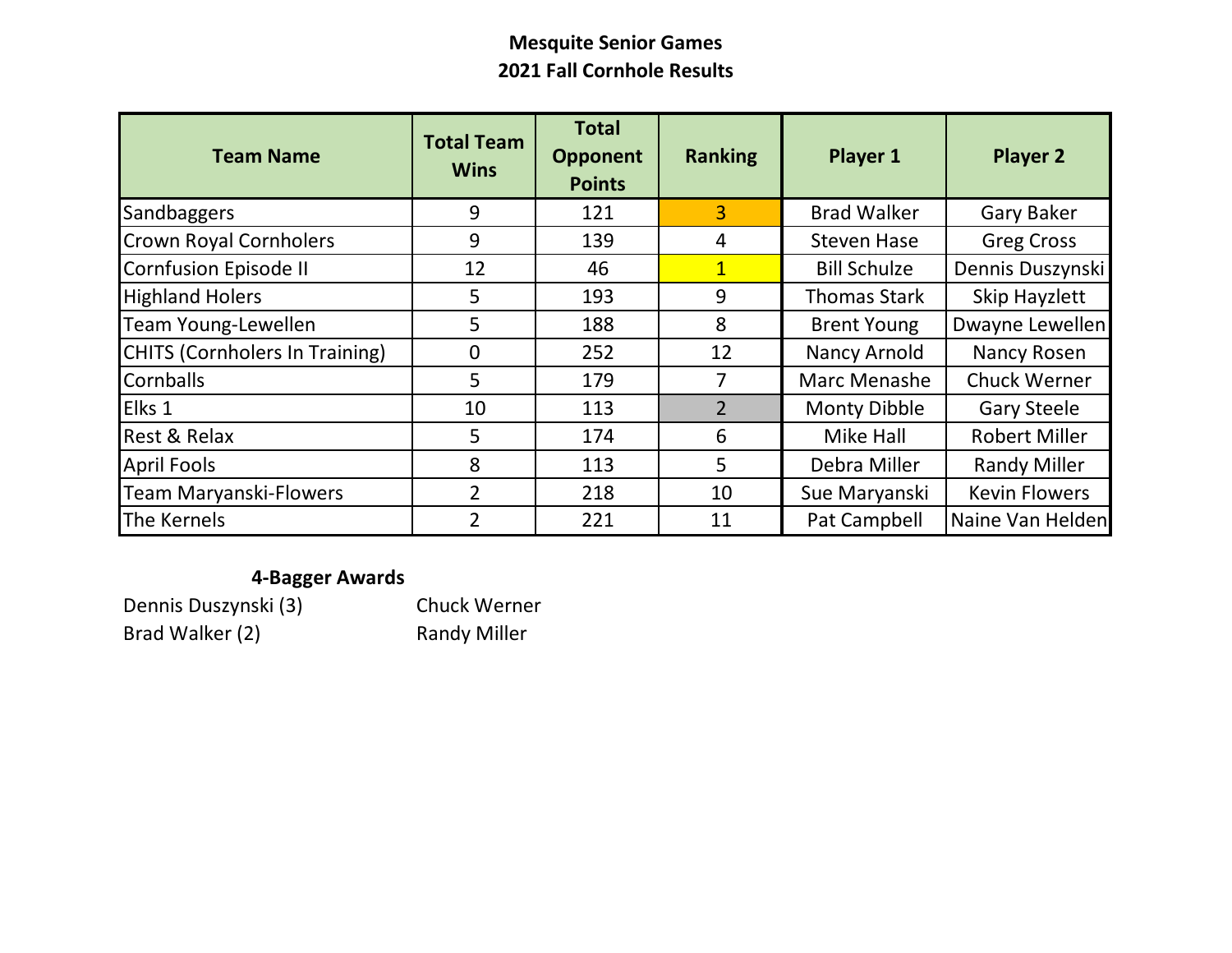# Mesquite Senior Games
## 2021 Fall Cornhole Results

| Team Name | Total Team Wins | Total Opponent Points | Ranking | Player 1 | Player 2 |
|---|---|---|---|---|---|
| Sandbaggers | 9 | 121 | 3 | Brad Walker | Gary Baker |
| Crown Royal Cornholers | 9 | 139 | 4 | Steven Hase | Greg Cross |
| Cornfusion Episode II | 12 | 46 | 1 | Bill Schulze | Dennis Duszynski |
| Highland Holers | 5 | 193 | 9 | Thomas Stark | Skip Hayzlett |
| Team Young-Lewellen | 5 | 188 | 8 | Brent Young | Dwayne Lewellen |
| CHITS (Cornholers In Training) | 0 | 252 | 12 | Nancy Arnold | Nancy Rosen |
| Cornballs | 5 | 179 | 7 | Marc Menashe | Chuck Werner |
| Elks 1 | 10 | 113 | 2 | Monty Dibble | Gary Steele |
| Rest & Relax | 5 | 174 | 6 | Mike Hall | Robert Miller |
| April Fools | 8 | 113 | 5 | Debra Miller | Randy Miller |
| Team Maryanski-Flowers | 2 | 218 | 10 | Sue Maryanski | Kevin Flowers |
| The Kernels | 2 | 221 | 11 | Pat Campbell | Naine Van Helden |

**4-Bagger Awards**

- Dennis Duszynski (3)
- Brad Walker (2)
- Chuck Werner
- Randy Miller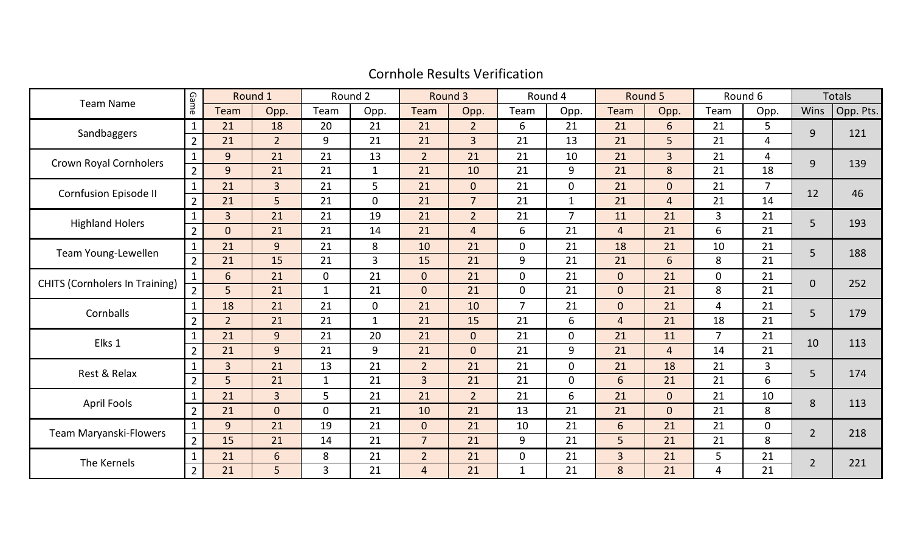# Cornhole Results Verification

| Team Name | Game | Round 1 | | Round 2 | | Round 3 | | Round 4 | | Round 5 | | Round 6 | | Totals | |
|---|---|---|---|---|---|---|---|---|---|---|---|---|---|---|---|
| | | Team | Opp. | Team | Opp. | Team | Opp. | Team | Opp. | Team | Opp. | Team | Opp. | Wins | Opp. Pts. |
| Sandbaggers | 1 | 21 | 18 | 20 | 21 | 21 | 2 | 6 | 21 | 21 | 6 | 21 | 5 | 9 | 121 |
| | 2 | 21 | 2 | 9 | 21 | 21 | 3 | 21 | 13 | 21 | 5 | 21 | 4 | | |
| Crown Royal Cornholers | 1 | 9 | 21 | 21 | 13 | 2 | 21 | 21 | 10 | 21 | 3 | 21 | 4 | 9 | 139 |
| | 2 | 9 | 21 | 21 | 1 | 21 | 10 | 21 | 9 | 21 | 8 | 21 | 18 | | |
| Cornfusion Episode II | 1 | 21 | 3 | 21 | 5 | 21 | 0 | 21 | 0 | 21 | 0 | 21 | 7 | 12 | 46 |
| | 2 | 21 | 5 | 21 | 0 | 21 | 7 | 21 | 1 | 21 | 4 | 21 | 14 | | |
| Highland Holers | 1 | 3 | 21 | 21 | 19 | 21 | 2 | 21 | 7 | 11 | 21 | 3 | 21 | 5 | 193 |
| | 2 | 0 | 21 | 21 | 14 | 21 | 4 | 6 | 21 | 4 | 21 | 6 | 21 | | |
| Team Young-Lewellen | 1 | 21 | 9 | 21 | 8 | 10 | 21 | 0 | 21 | 18 | 21 | 10 | 21 | 5 | 188 |
| | 2 | 21 | 15 | 21 | 3 | 15 | 21 | 9 | 21 | 21 | 6 | 8 | 21 | | |
| CHITS (Cornholers In Training) | 1 | 6 | 21 | 0 | 21 | 0 | 21 | 0 | 21 | 0 | 21 | 0 | 21 | 0 | 252 |
| | 2 | 5 | 21 | 1 | 21 | 0 | 21 | 0 | 21 | 0 | 21 | 8 | 21 | | |
| Cornballs | 1 | 18 | 21 | 21 | 0 | 21 | 10 | 7 | 21 | 0 | 21 | 4 | 21 | 5 | 179 |
| | 2 | 2 | 21 | 21 | 1 | 21 | 15 | 21 | 6 | 4 | 21 | 18 | 21 | | |
| Elks 1 | 1 | 21 | 9 | 21 | 20 | 21 | 0 | 21 | 0 | 21 | 11 | 7 | 21 | 10 | 113 |
| | 2 | 21 | 9 | 21 | 9 | 21 | 0 | 21 | 9 | 21 | 4 | 14 | 21 | | |
| Rest & Relax | 1 | 3 | 21 | 13 | 21 | 2 | 21 | 21 | 0 | 21 | 18 | 21 | 3 | 5 | 174 |
| | 2 | 5 | 21 | 1 | 21 | 3 | 21 | 21 | 0 | 6 | 21 | 21 | 6 | | |
| April Fools | 1 | 21 | 3 | 5 | 21 | 21 | 2 | 21 | 6 | 21 | 0 | 21 | 10 | 8 | 113 |
| | 2 | 21 | 0 | 0 | 21 | 10 | 21 | 13 | 21 | 21 | 0 | 21 | 8 | | |
| Team Maryanski-Flowers | 1 | 9 | 21 | 19 | 21 | 0 | 21 | 10 | 21 | 6 | 21 | 21 | 0 | 2 | 218 |
| | 2 | 15 | 21 | 14 | 21 | 7 | 21 | 9 | 21 | 5 | 21 | 21 | 8 | | |
| The Kernels | 1 | 21 | 6 | 8 | 21 | 2 | 21 | 0 | 21 | 3 | 21 | 5 | 21 | 2 | 221 |
| | 2 | 21 | 5 | 3 | 21 | 4 | 21 | 1 | 21 | 8 | 21 | 4 | 21 | | |